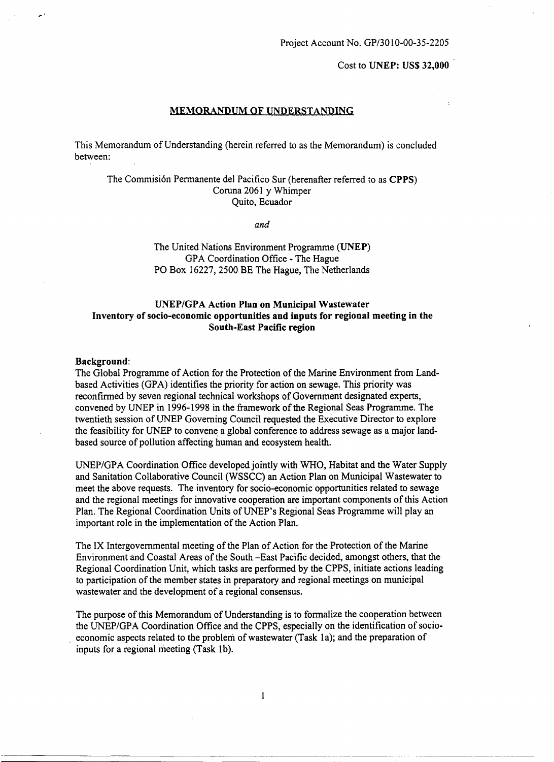Project Account No. GP/3010-00-35-2205

Cost to **UNEP: US$ 32,000**

# MEMORANDUM OF UNDERSTANDING

This Memorandum of Understanding (herein referred to as the Memorandum) is concluded between:

The Commisión Permanente del Pacifico Sur (herenafter referred to as **CPPS**)
Coruna 2061 y Whimper
Quito, Ecuador

*and*

The United Nations Environment Programme (**UNEP**)
GPA Coordination Office - The Hague
PO Box 16227, 2500 BE The Hague, The Netherlands

## UNEP/GPA Action Plan on Municipal Wastewater Inventory of socio-economic opportunities and inputs for regional meeting in the South-East Pacific region

**Background**:
The Global Programme of Action for the Protection of the Marine Environment from Land-based Activities (GPA) identifies the priority for action on sewage. This priority was reconfirmed by seven regional technical workshops of Government designated experts, convened by UNEP in 1996-1998 in the framework of the Regional Seas Programme. The twentieth session of UNEP Governing Council requested the Executive Director to explore the feasibility for UNEP to convene a global conference to address sewage as a major land-based source of pollution affecting human and ecosystem health.

UNEP/GPA Coordination Office developed jointly with WHO, Habitat and the Water Supply and Sanitation Collaborative Council (WSSCC) an Action Plan on Municipal Wastewater to meet the above requests. The inventory for socio-economic opportunities related to sewage and the regional meetings for innovative cooperation are important components of this Action Plan. The Regional Coordination Units of UNEP's Regional Seas Programme will play an important role in the implementation of the Action Plan.

The IX Intergovernmental meeting of the Plan of Action for the Protection of the Marine Environment and Coastal Areas of the South –East Pacific decided, amongst others, that the Regional Coordination Unit, which tasks are performed by the CPPS, initiate actions leading to participation of the member states in preparatory and regional meetings on municipal wastewater and the development of a regional consensus.

The purpose of this Memorandum of Understanding is to formalize the cooperation between the UNEP/GPA Coordination Office and the CPPS, especially on the identification of socio-economic aspects related to the problem of wastewater (Task 1a); and the preparation of inputs for a regional meeting (Task 1b).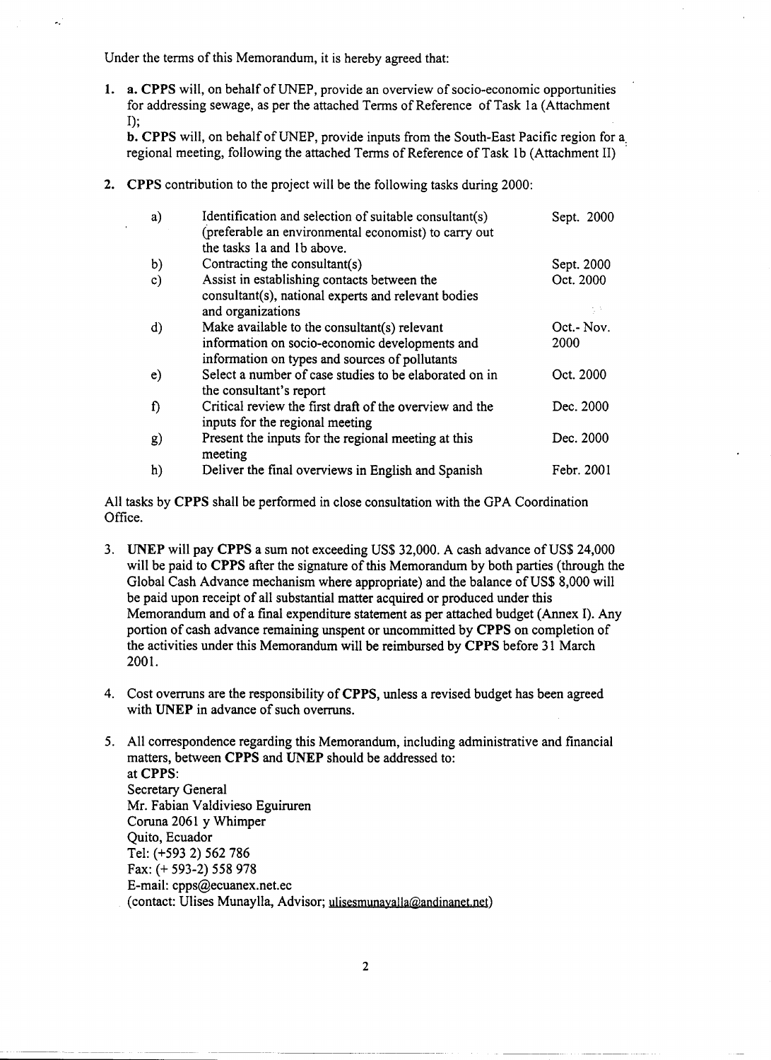Under the terms of this Memorandum, it is hereby agreed that:

1. **a. CPPS** will, on behalf of UNEP, provide an overview of socio-economic opportunities for addressing sewage, as per the attached Terms of Reference of Task 1a (Attachment I);

   **b. CPPS** will, on behalf of UNEP, provide inputs from the South-East Pacific region for a regional meeting, following the attached Terms of Reference of Task 1b (Attachment II)

2. **CPPS** contribution to the project will be the following tasks during 2000:

| | | |
|---|---|---|
| a) | Identification and selection of suitable consultant(s) (preferable an environmental economist) to carry out the tasks 1a and 1b above. | Sept. 2000 |
| b) | Contracting the consultant(s) | Sept. 2000 |
| c) | Assist in establishing contacts between the consultant(s), national experts and relevant bodies and organizations | Oct. 2000 |
| d) | Make available to the consultant(s) relevant information on socio-economic developments and information on types and sources of pollutants | Oct.- Nov. 2000 |
| e) | Select a number of case studies to be elaborated on in the consultant's report | Oct. 2000 |
| f) | Critical review the first draft of the overview and the inputs for the regional meeting | Dec. 2000 |
| g) | Present the inputs for the regional meeting at this meeting | Dec. 2000 |
| h) | Deliver the final overviews in English and Spanish | Febr. 2001 |

All tasks by **CPPS** shall be performed in close consultation with the GPA Coordination Office.

3. **UNEP** will pay **CPPS** a sum not exceeding US$ 32,000. A cash advance of US$ 24,000 will be paid to **CPPS** after the signature of this Memorandum by both parties (through the Global Cash Advance mechanism where appropriate) and the balance of US$ 8,000 will be paid upon receipt of all substantial matter acquired or produced under this Memorandum and of a final expenditure statement as per attached budget (Annex I). Any portion of cash advance remaining unspent or uncommitted by **CPPS** on completion of the activities under this Memorandum will be reimbursed by **CPPS** before 31 March 2001.

4. Cost overruns are the responsibility of **CPPS**, unless a revised budget has been agreed with **UNEP** in advance of such overruns.

5. All correspondence regarding this Memorandum, including administrative and financial matters, between **CPPS** and **UNEP** should be addressed to:
   at **CPPS**:
   Secretary General
   Mr. Fabian Valdivieso Eguiruren
   Coruna 2061 y Whimper
   Quito, Ecuador
   Tel: (+593 2) 562 786
   Fax: (+ 593-2) 558 978
   E-mail: cpps@ecuanex.net.ec
   (contact: Ulises Munaylla, Advisor; ulisesmunayalla@andinanet.net)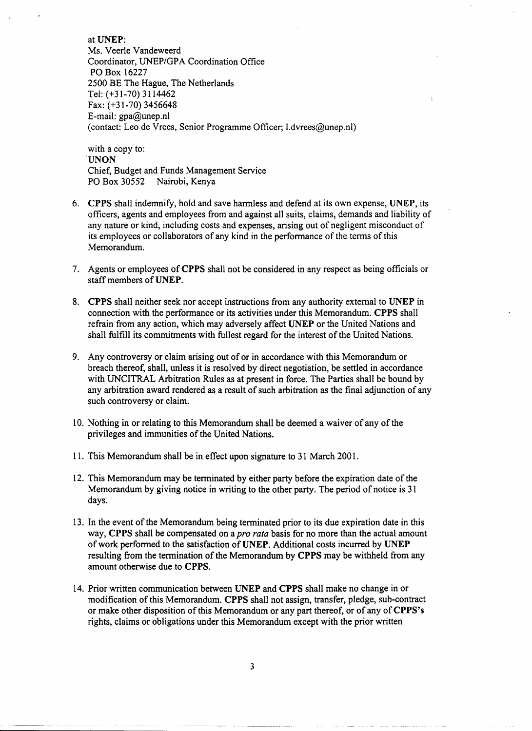at **UNEP**:
Ms. Veerle Vandeweerd
Coordinator, UNEP/GPA Coordination Office
PO Box 16227
2500 BE The Hague, The Netherlands
Tel: (+31-70) 3114462
Fax: (+31-70) 3456648
E-mail: gpa@unep.nl
(contact: Leo de Vrees, Senior Programme Officer; l.dvrees@unep.nl)

with a copy to:
**UNON**
Chief, Budget and Funds Management Service
PO Box 30552 Nairobi, Kenya

6. **CPPS** shall indemnify, hold and save harmless and defend at its own expense, **UNEP**, its officers, agents and employees from and against all suits, claims, demands and liability of any nature or kind, including costs and expenses, arising out of negligent misconduct of its employees or collaborators of any kind in the performance of the terms of this Memorandum.

7. Agents or employees of **CPPS** shall not be considered in any respect as being officials or staff members of **UNEP**.

8. **CPPS** shall neither seek nor accept instructions from any authority external to **UNEP** in connection with the performance or its activities under this Memorandum. **CPPS** shall refrain from any action, which may adversely affect **UNEP** or the United Nations and shall fulfill its commitments with fullest regard for the interest of the United Nations.

9. Any controversy or claim arising out of or in accordance with this Memorandum or breach thereof, shall, unless it is resolved by direct negotiation, be settled in accordance with UNCITRAL Arbitration Rules as at present in force. The Parties shall be bound by any arbitration award rendered as a result of such arbitration as the final adjunction of any such controversy or claim.

10. Nothing in or relating to this Memorandum shall be deemed a waiver of any of the privileges and immunities of the United Nations.

11. This Memorandum shall be in effect upon signature to 31 March 2001.

12. This Memorandum may be terminated by either party before the expiration date of the Memorandum by giving notice in writing to the other party. The period of notice is 31 days.

13. In the event of the Memorandum being terminated prior to its due expiration date in this way, **CPPS** shall be compensated on a *pro rata* basis for no more than the actual amount of work performed to the satisfaction of **UNEP**. Additional costs incurred by **UNEP** resulting from the termination of the Memorandum by **CPPS** may be withheld from any amount otherwise due to **CPPS**.

14. Prior written communication between **UNEP** and **CPPS** shall make no change in or modification of this Memorandum. **CPPS** shall not assign, transfer, pledge, sub-contract or make other disposition of this Memorandum or any part thereof, or of any of **CPPS's** rights, claims or obligations under this Memorandum except with the prior written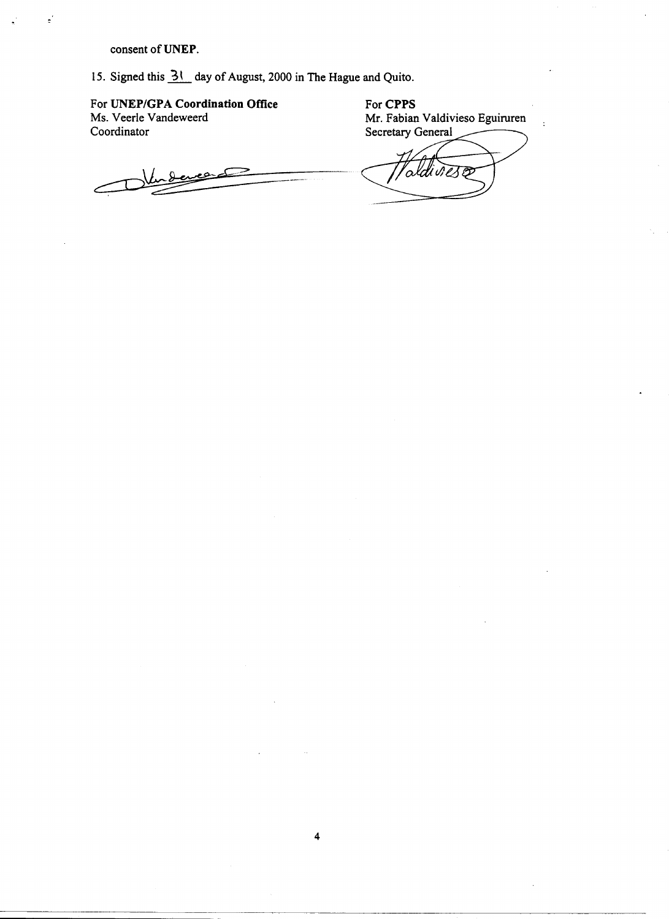consent of **UNEP**.

15. Signed this 31 day of August, 2000 in The Hague and Quito.

| For **UNEP/GPA Coordination Office** | For **CPPS** |
| --- | --- |
| Ms. Veerle Vandeweerd | Mr. Fabian Valdivieso Eguiruren |
| Coordinator | Secretary General |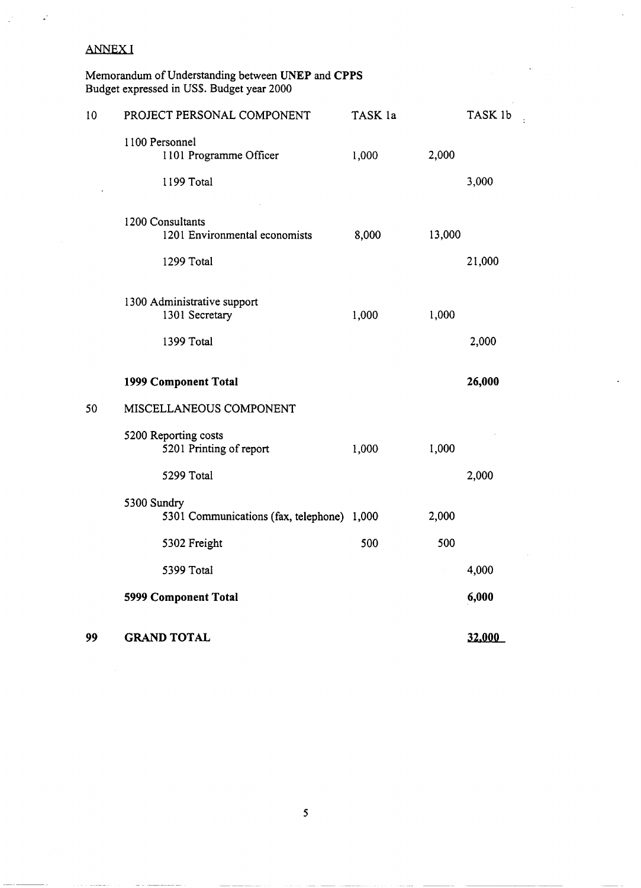ANNEX I

Memorandum of Understanding between **UNEP** and **CPPS**
Budget expressed in US$. Budget year 2000

| | | TASK 1a | | TASK 1b |
|---|---|---|---|---|
| 10 | PROJECT PERSONAL COMPONENT | | | |
| | 1100 Personnel | | | |
| | 1101 Programme Officer | 1,000 | 2,000 | |
| | 1199 Total | | | 3,000 |
| | 1200 Consultants | | | |
| | 1201 Environmental economists | 8,000 | 13,000 | |
| | 1299 Total | | | 21,000 |
| | 1300 Administrative support | | | |
| | 1301 Secretary | 1,000 | 1,000 | |
| | 1399 Total | | | 2,000 |
| | **1999 Component Total** | | | **26,000** |
| 50 | MISCELLANEOUS COMPONENT | | | |
| | 5200 Reporting costs | | | |
| | 5201 Printing of report | 1,000 | 1,000 | |
| | 5299 Total | | | 2,000 |
| | 5300 Sundry | | | |
| | 5301 Communications (fax, telephone) | 1,000 | 2,000 | |
| | 5302 Freight | 500 | 500 | |
| | 5399 Total | | | 4,000 |
| | **5999 Component Total** | | | **6,000** |
| **99** | **GRAND TOTAL** | | | **32,000** |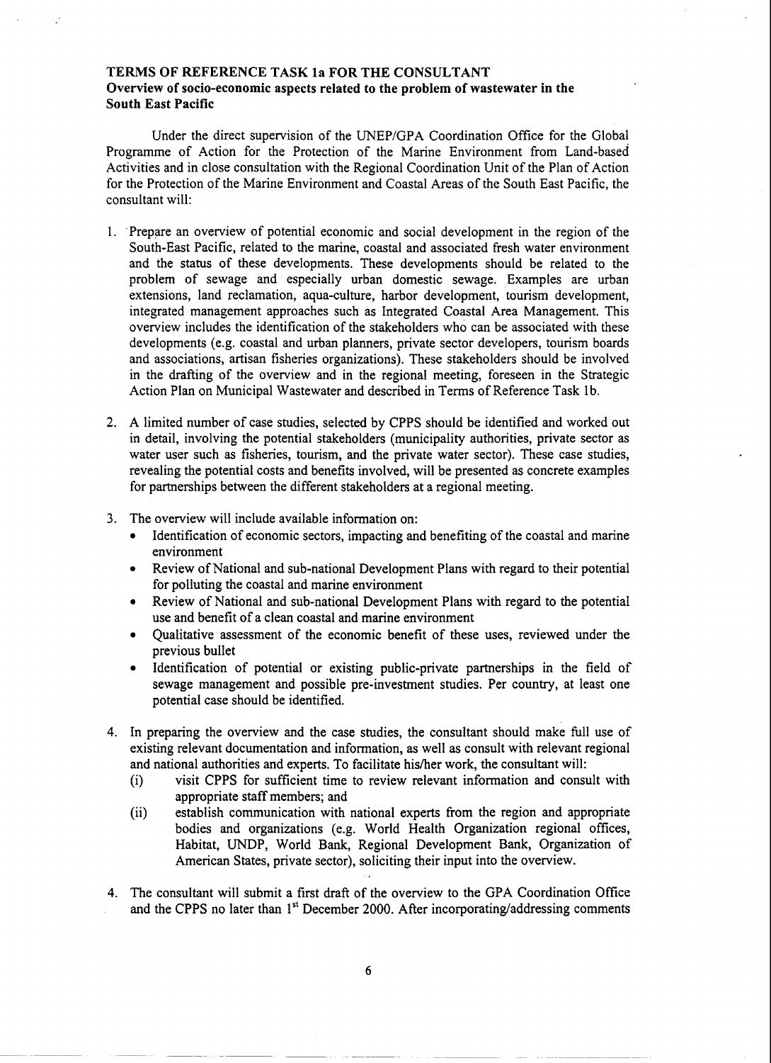**TERMS OF REFERENCE TASK 1a FOR THE CONSULTANT**
**Overview of socio-economic aspects related to the problem of wastewater in the South East Pacific**

Under the direct supervision of the UNEP/GPA Coordination Office for the Global Programme of Action for the Protection of the Marine Environment from Land-based Activities and in close consultation with the Regional Coordination Unit of the Plan of Action for the Protection of the Marine Environment and Coastal Areas of the South East Pacific, the consultant will:

1. Prepare an overview of potential economic and social development in the region of the South-East Pacific, related to the marine, coastal and associated fresh water environment and the status of these developments. These developments should be related to the problem of sewage and especially urban domestic sewage. Examples are urban extensions, land reclamation, aqua-culture, harbor development, tourism development, integrated management approaches such as Integrated Coastal Area Management. This overview includes the identification of the stakeholders who can be associated with these developments (e.g. coastal and urban planners, private sector developers, tourism boards and associations, artisan fisheries organizations). These stakeholders should be involved in the drafting of the overview and in the regional meeting, foreseen in the Strategic Action Plan on Municipal Wastewater and described in Terms of Reference Task 1b.

2. A limited number of case studies, selected by CPPS should be identified and worked out in detail, involving the potential stakeholders (municipality authorities, private sector as water user such as fisheries, tourism, and the private water sector). These case studies, revealing the potential costs and benefits involved, will be presented as concrete examples for partnerships between the different stakeholders at a regional meeting.

3. The overview will include available information on:
   - Identification of economic sectors, impacting and benefiting of the coastal and marine environment
   - Review of National and sub-national Development Plans with regard to their potential for polluting the coastal and marine environment
   - Review of National and sub-national Development Plans with regard to the potential use and benefit of a clean coastal and marine environment
   - Qualitative assessment of the economic benefit of these uses, reviewed under the previous bullet
   - Identification of potential or existing public-private partnerships in the field of sewage management and possible pre-investment studies. Per country, at least one potential case should be identified.

4. In preparing the overview and the case studies, the consultant should make full use of existing relevant documentation and information, as well as consult with relevant regional and national authorities and experts. To facilitate his/her work, the consultant will:
   (i) visit CPPS for sufficient time to review relevant information and consult with appropriate staff members; and
   (ii) establish communication with national experts from the region and appropriate bodies and organizations (e.g. World Health Organization regional offices, Habitat, UNDP, World Bank, Regional Development Bank, Organization of American States, private sector), soliciting their input into the overview.

4. The consultant will submit a first draft of the overview to the GPA Coordination Office and the CPPS no later than 1st December 2000. After incorporating/addressing comments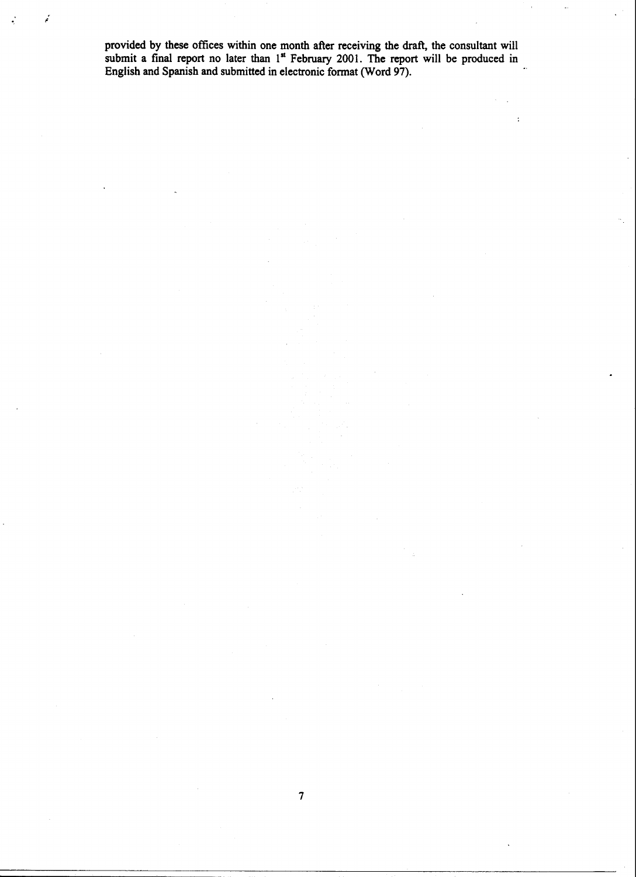provided by these offices within one month after receiving the draft, the consultant will submit a final report no later than 1st February 2001. The report will be produced in English and Spanish and submitted in electronic format (Word 97).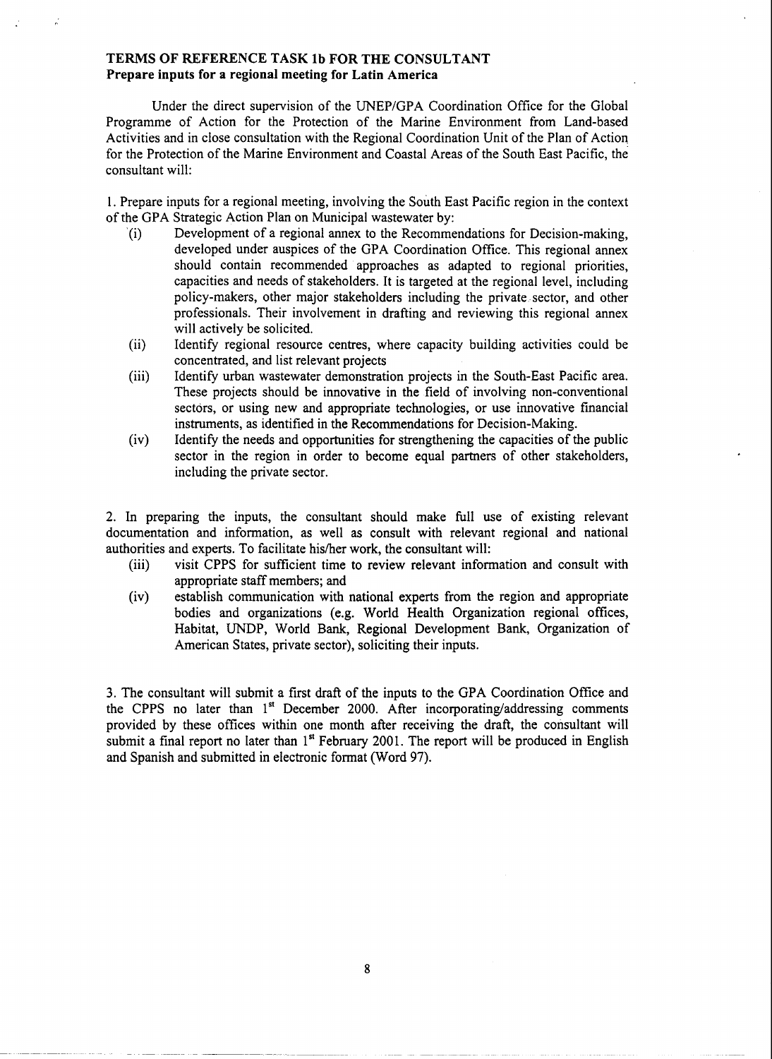**TERMS OF REFERENCE TASK 1b FOR THE CONSULTANT**
**Prepare inputs for a regional meeting for Latin America**

Under the direct supervision of the UNEP/GPA Coordination Office for the Global Programme of Action for the Protection of the Marine Environment from Land-based Activities and in close consultation with the Regional Coordination Unit of the Plan of Action for the Protection of the Marine Environment and Coastal Areas of the South East Pacific, the consultant will:

1. Prepare inputs for a regional meeting, involving the South East Pacific region in the context of the GPA Strategic Action Plan on Municipal wastewater by:

   (i) Development of a regional annex to the Recommendations for Decision-making, developed under auspices of the GPA Coordination Office. This regional annex should contain recommended approaches as adapted to regional priorities, capacities and needs of stakeholders. It is targeted at the regional level, including policy-makers, other major stakeholders including the private sector, and other professionals. Their involvement in drafting and reviewing this regional annex will actively be solicited.

   (ii) Identify regional resource centres, where capacity building activities could be concentrated, and list relevant projects

   (iii) Identify urban wastewater demonstration projects in the South-East Pacific area. These projects should be innovative in the field of involving non-conventional sectors, or using new and appropriate technologies, or use innovative financial instruments, as identified in the Recommendations for Decision-Making.

   (iv) Identify the needs and opportunities for strengthening the capacities of the public sector in the region in order to become equal partners of other stakeholders, including the private sector.

2. In preparing the inputs, the consultant should make full use of existing relevant documentation and information, as well as consult with relevant regional and national authorities and experts. To facilitate his/her work, the consultant will:

   (iii) visit CPPS for sufficient time to review relevant information and consult with appropriate staff members; and

   (iv) establish communication with national experts from the region and appropriate bodies and organizations (e.g. World Health Organization regional offices, Habitat, UNDP, World Bank, Regional Development Bank, Organization of American States, private sector), soliciting their inputs.

3. The consultant will submit a first draft of the inputs to the GPA Coordination Office and the CPPS no later than 1st December 2000. After incorporating/addressing comments provided by these offices within one month after receiving the draft, the consultant will submit a final report no later than 1st February 2001. The report will be produced in English and Spanish and submitted in electronic format (Word 97).